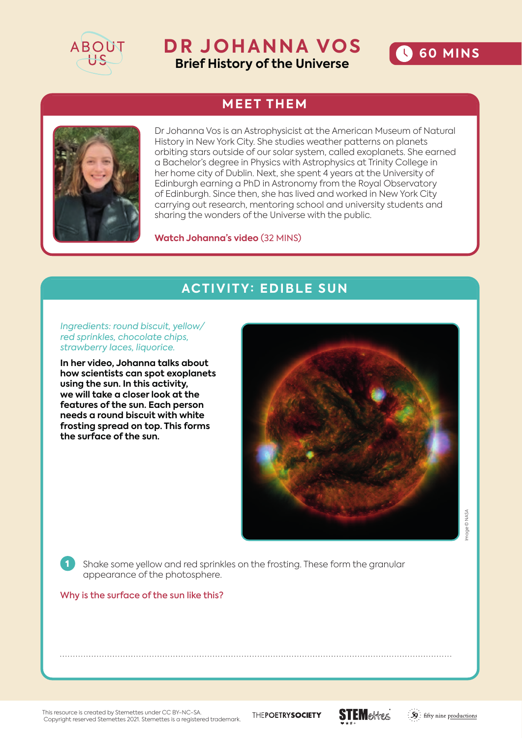ABOUT US

# DR JOHANNA VOS

**Brief History of the Universe**

60 MINS

## MEET THEM

Dr Johanna Vos is an Astrophysicist at the American Museum of Natural History in New York City. She studies weather patterns on planets orbiting stars outside of our solar system, called exoplanets. She earned a Bachelor's degree in Physics with Astrophysics at Trinity College in her home city of Dublin. Next, she spent 4 years at the University of Edinburgh earning a PhD in Astronomy from the Royal Observatory of Edinburgh. Since then, she has lived and worked in New York City carrying out research, mentoring school and university students and sharing the wonders of the Universe with the public.

**Watch Johanna's video** (32 MINS)

## ACTIVITY: EDIBLE SUN

*Ingredients: round biscuit, yellow/red sprinkles, chocolate chips, strawberry laces, liquorice.*

**In her video, Johanna talks about how scientists can spot exoplanets using the sun. In this activity, we will take a closer look at the features of the sun. Each person needs a round biscuit with white frosting spread on top. This forms the surface of the sun.**

Image © NASA

1. Shake some yellow and red sprinkles on the frosting. These form the granular appearance of the photosphere.

Why is the surface of the sun like this?

..............................................................................................................................................

This resource is created by Stemettes under CC BY-NC-SA. Copyright reserved Stemettes 2021. Stemettes is a registered trademark.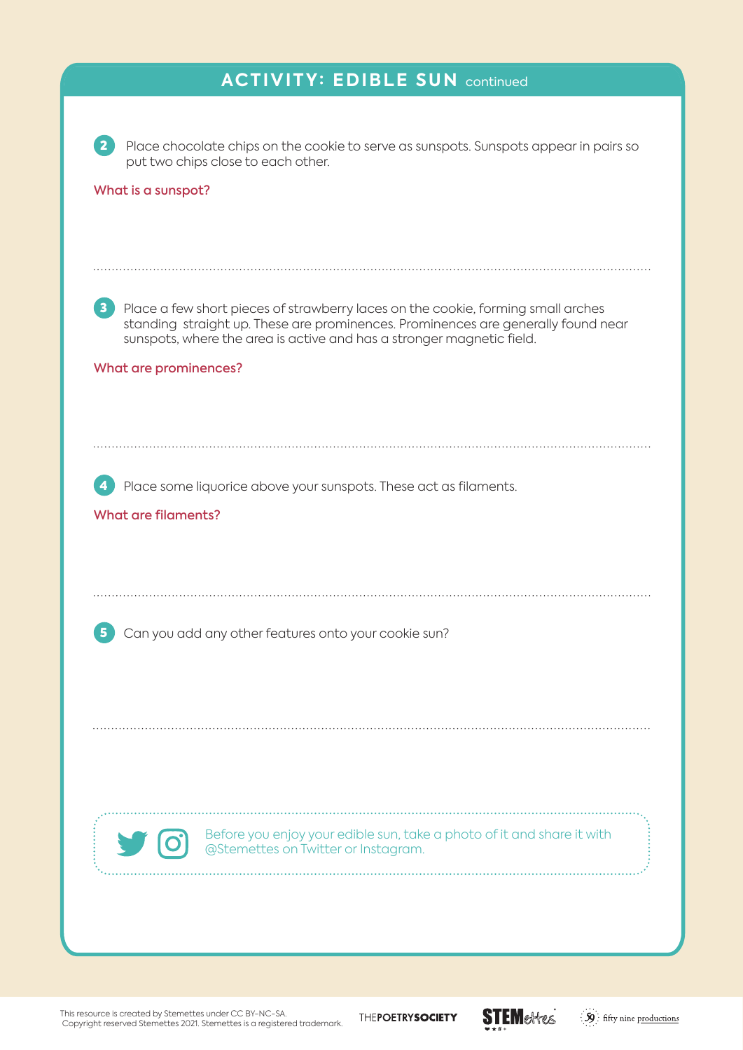## ACTIVITY: EDIBLE SUN continued

2. Place chocolate chips on the cookie to serve as sunspots. Sunspots appear in pairs so put two chips close to each other.

**What is a sunspot?**

3. Place a few short pieces of strawberry laces on the cookie, forming small arches standing straight up. These are prominences. Prominences are generally found near sunspots, where the area is active and has a stronger magnetic field.

**What are prominences?**

4. Place some liquorice above your sunspots. These act as filaments.

**What are filaments?**

5. Can you add any other features onto your cookie sun?

Before you enjoy your edible sun, take a photo of it and share it with @Stemettes on Twitter or Instagram.

This resource is created by Stemettes under CC BY-NC-SA. Copyright reserved Stemettes 2021. Stemettes is a registered trademark.

THE POETRY SOCIETY | STEMettes | fifty nine productions